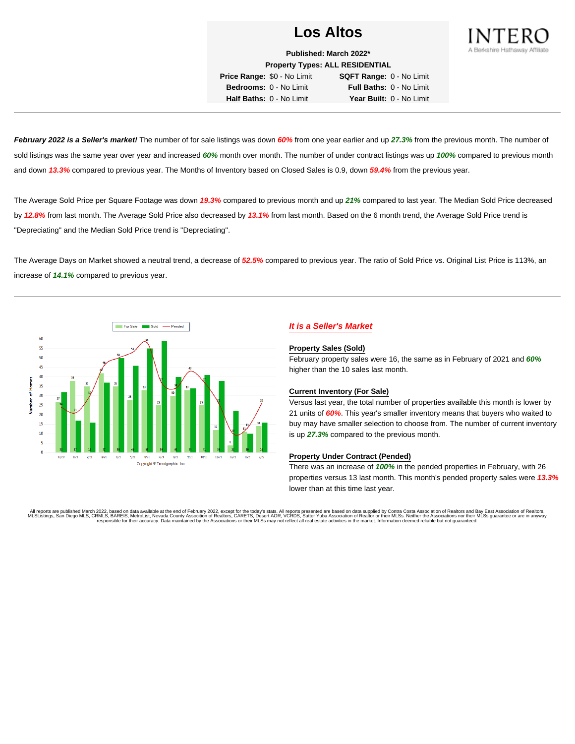# Los Altos

**Published: March 2022***
**Property Types: ALL RESIDENTIAL**

| | | | |
|---|---|---|---|
| **Price Range:** | $0 - No Limit | **SQFT Range:** | 0 - No Limit |
| **Bedrooms:** | 0 - No Limit | **Full Baths:** | 0 - No Limit |
| **Half Baths:** | 0 - No Limit | **Year Built:** | 0 - No Limit |

INTERO
A Berkshire Hathaway Affiliate

---

***February 2022 is a Seller's market!*** The number of for sale listings was down ***60%*** from one year earlier and up ***27.3%*** from the previous month. The number of sold listings was the same year over year and increased ***60%*** month over month. The number of under contract listings was up ***100%*** compared to previous month and down ***13.3%*** compared to previous year. The Months of Inventory based on Closed Sales is 0.9, down ***59.4%*** from the previous year.

The Average Sold Price per Square Footage was down ***19.3%*** compared to previous month and up ***21%*** compared to last year. The Median Sold Price decreased by ***12.8%*** from last month. The Average Sold Price also decreased by ***13.1%*** from last month. Based on the 6 month trend, the Average Sold Price trend is "Depreciating" and the Median Sold Price trend is "Depreciating".

The Average Days on Market showed a neutral trend, a decrease of ***52.5%*** compared to previous year. The ratio of Sold Price vs. Original List Price is 113%, an increase of ***14.1%*** compared to previous year.

---

| Month | For Sale | Sold | Pended |
|---|---|---|---|
| 12/20 | 27 | 32 | 24 |
| 1/21 | 38 | 17 | 21 |
| 2/21 | 35 | 16 | 30 |
| 3/21 | 42 | 37 | 46 |
| 4/21 | 35 | 50 | 50 |
| 5/21 | 28 | 46 | 53 |
| 6/21 | 33 | 55 | 58 |
| 7/21 | 25 | 59 | 37 |
| 8/21 | 30 | 40 | 34 |
| 9/21 | 33 | 34 | 43 |
| 10/21 | 25 | 41 | 37 |
| 11/21 | 12 | 38 | 25 |
| 12/21 | 4 | 22 | 10 |
| 1/22 | 11 | 10 | 13 |
| 2/22 | 14 | 16 | 26 |

Copyright © Trendgraphix, Inc.

### *It is a Seller's Market*

**Property Sales (Sold)**
February property sales were 16, the same as in February of 2021 and ***60%*** higher than the 10 sales last month.

**Current Inventory (For Sale)**
Versus last year, the total number of properties available this month is lower by 21 units of ***60%***. This year's smaller inventory means that buyers who waited to buy may have smaller selection to choose from. The number of current inventory is up ***27.3%*** compared to the previous month.

**Property Under Contract (Pended)**
There was an increase of ***100%*** in the pended properties in February, with 26 properties versus 13 last month. This month's pended property sales were ***13.3%*** lower than at this time last year.

All reports are published March 2022, based on data available at the end of February 2022, except for the today's stats. All reports presented are based on data supplied by Contra Costa Association of Realtors and Bay East Association of Realtors, MLSListings, San Diego MLS, CRMLS, BAREIS, MetroList, Nevada County Association of Realtors, CARETS, Desert AOR, VCRDS, Sutter Yuba Association of Realtor or their MLSs. Neither the Associations nor their MLSs guarantee or are in anyway responsible for their accuracy. Data maintained by the Associations or their MLSs may not reflect all real estate activities in the market. Information deemed reliable but not guaranteed.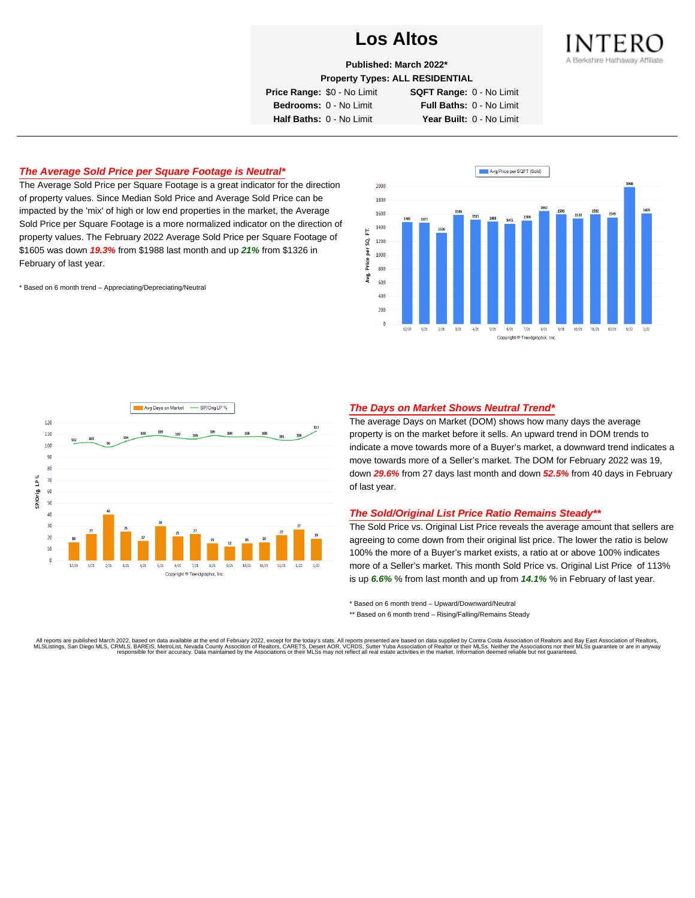# Los Altos

**Published: March 2022***

**Property Types: ALL RESIDENTIAL**

**Price Range:** $0 - No Limit **SQFT Range:** 0 - No Limit
**Bedrooms:** 0 - No Limit **Full Baths:** 0 - No Limit
**Half Baths:** 0 - No Limit **Year Built:** 0 - No Limit

## *The Average Sold Price per Square Footage is Neutral**

The Average Sold Price per Square Footage is a great indicator for the direction of property values. Since Median Sold Price and Average Sold Price can be impacted by the 'mix' of high or low end properties in the market, the Average Sold Price per Square Footage is a more normalized indicator on the direction of property values. The February 2022 Average Sold Price per Square Footage of $1605 was down ***19.3%*** from $1988 last month and up ***21%*** from $1326 in February of last year.

\* Based on 6 month trend – Appreciating/Depreciating/Neutral

## *The Days on Market Shows Neutral Trend**

The average Days on Market (DOM) shows how many days the average property is on the market before it sells. An upward trend in DOM trends to indicate a move towards more of a Buyer's market, a downward trend indicates a move towards more of a Seller's market. The DOM for February 2022 was 19, down ***29.6%*** from 27 days last month and down ***52.5%*** from 40 days in February of last year.

## *The Sold/Original List Price Ratio Remains Steady***

The Sold Price vs. Original List Price reveals the average amount that sellers are agreeing to come down from their original list price. The lower the ratio is below 100% the more of a Buyer's market exists, a ratio at or above 100% indicates more of a Seller's market. This month Sold Price vs. Original List Price of 113% is up ***6.6%*** % from last month and up from ***14.1%*** % in February of last year.

\* Based on 6 month trend – Upward/Downward/Neutral

\*\* Based on 6 month trend – Rising/Falling/Remains Steady

All reports are published March 2022, based on data available at the end of February 2022, except for the today's stats. All reports presented are based on data supplied by Contra Costa Association of Realtors and Bay East Association of Realtors, MLSListings, San Diego MLS, CRMLS, BAREIS, MetroList, Nevada County Association of Realtors, CARETS, Desert AOR, VCRDS, Sutter Yuba Association of Realtor or their MLSs. Neither the Associations nor their MLSs guarantee or are in anyway responsible for their accuracy. Data maintained by the Associations or their MLSs may not reflect all real estate activities in the market. Information deemed reliable but not guaranteed.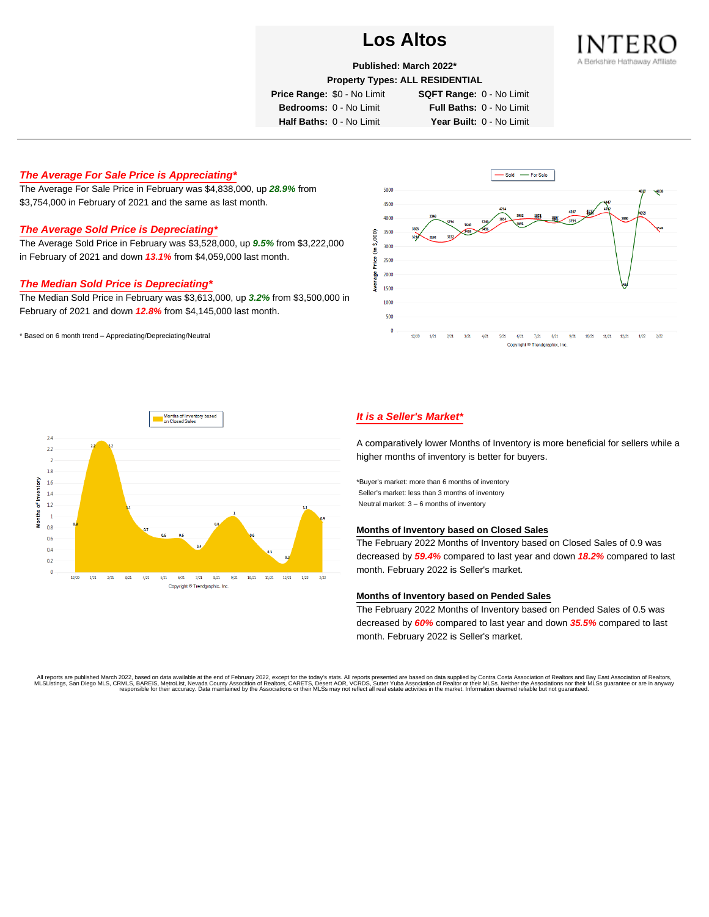# Los Altos

**Published: March 2022***

**Property Types: ALL RESIDENTIAL**

**Price Range:** $0 - No Limit **SQFT Range:** 0 - No Limit

**Bedrooms:** 0 - No Limit **Full Baths:** 0 - No Limit

**Half Baths:** 0 - No Limit **Year Built:** 0 - No Limit

INTERO
A Berkshire Hathaway Affiliate

---

## *The Average For Sale Price is Appreciating**

The Average For Sale Price in February was $4,838,000, up ***28.9%*** from $3,754,000 in February of 2021 and the same as last month.

## *The Average Sold Price is Depreciating**

The Average Sold Price in February was $3,528,000, up ***9.5%*** from $3,222,000 in February of 2021 and down ***13.1%*** from $4,059,000 last month.

## *The Median Sold Price is Depreciating**

The Median Sold Price in February was $3,613,000, up ***3.2%*** from $3,500,000 in February of 2021 and down ***12.8%*** from $4,145,000 last month.

* Based on 6 month trend – Appreciating/Depreciating/Neutral

## *It is a Seller's Market**

A comparatively lower Months of Inventory is more beneficial for sellers while a higher months of inventory is better for buyers.

*Buyer's market: more than 6 months of inventory
Seller's market: less than 3 months of inventory
Neutral market: 3 – 6 months of inventory

### Months of Inventory based on Closed Sales

The February 2022 Months of Inventory based on Closed Sales of 0.9 was decreased by ***59.4%*** compared to last year and down ***18.2%*** compared to last month. February 2022 is Seller's market.

### Months of Inventory based on Pended Sales

The February 2022 Months of Inventory based on Pended Sales of 0.5 was decreased by ***60%*** compared to last year and down ***35.5%*** compared to last month. February 2022 is Seller's market.

All reports are published March 2022, based on data available at the end of February 2022, except for the today's stats. All reports presented are based on data supplied by Contra Costa Association of Realtors and Bay East Association of Realtors, MLSListings, San Diego MLS, CRMLS, BAREIS, MetroList, Nevada County Association of Realtors, CARETS, Desert AOR, VCRDS, Sutter Yuba Association of Realtor or their MLSs. Neither the Associations nor their MLSs guarantee or are in anyway responsible for their accuracy. Data maintained by the Associations or their MLSs may not reflect all real estate activities in the market. Information deemed reliable but not guaranteed.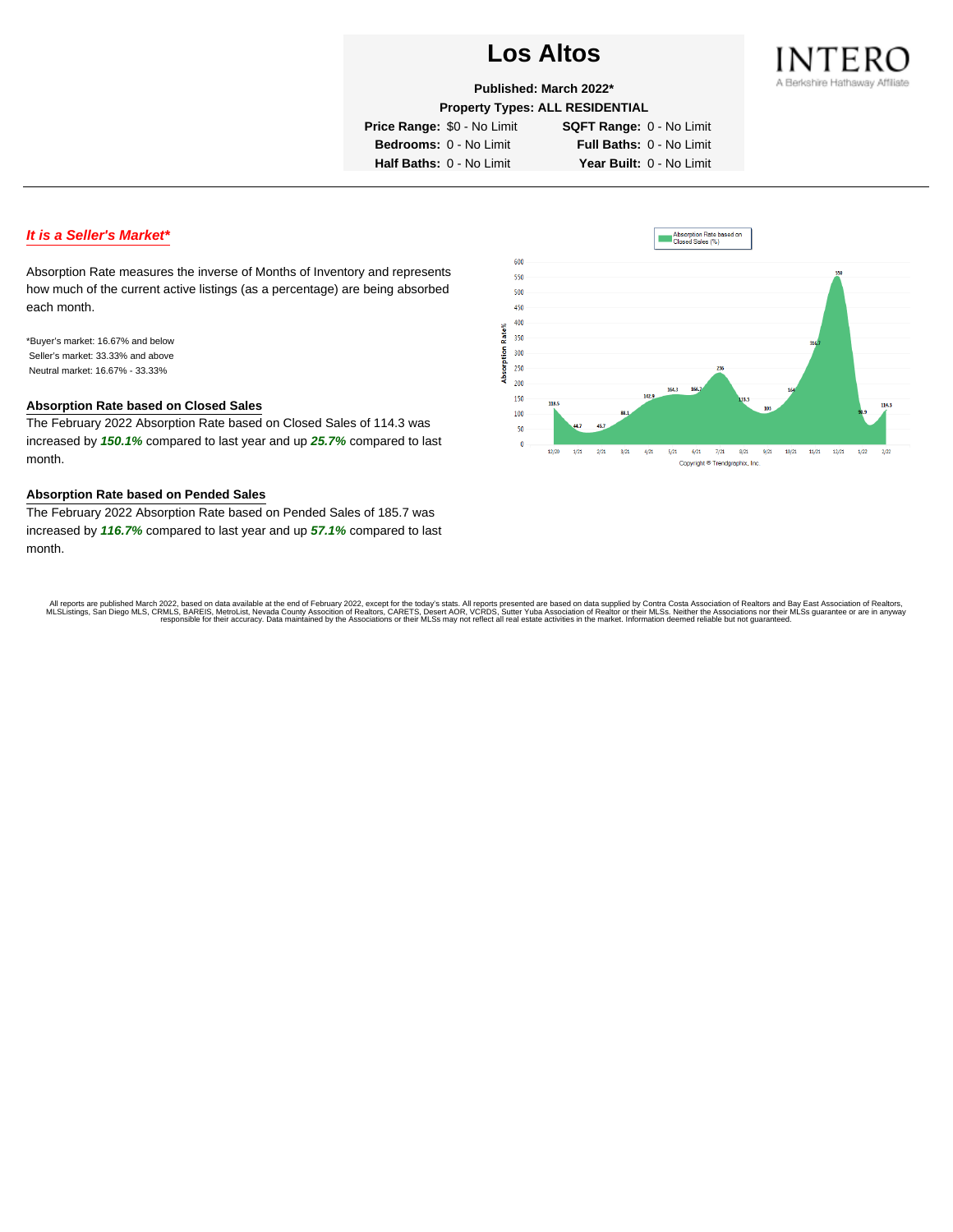# Los Altos

**Published: March 2022***

**Property Types: ALL RESIDENTIAL**

**Price Range:** $0 - No Limit
**SQFT Range:** 0 - No Limit
**Bedrooms:** 0 - No Limit
**Full Baths:** 0 - No Limit
**Half Baths:** 0 - No Limit
**Year Built:** 0 - No Limit

INTERO
A Berkshire Hathaway Affiliate

***It is a Seller's Market****

Absorption Rate measures the inverse of Months of Inventory and represents how much of the current active listings (as a percentage) are being absorbed each month.

*Buyer's market: 16.67% and below
Seller's market: 33.33% and above
Neutral market: 16.67% - 33.33%

### Absorption Rate based on Closed Sales

The February 2022 Absorption Rate based on Closed Sales of 114.3 was increased by ***150.1%*** compared to last year and up ***25.7%*** compared to last month.

### Absorption Rate based on Pended Sales

The February 2022 Absorption Rate based on Pended Sales of 185.7 was increased by ***116.7%*** compared to last year and up ***57.1%*** compared to last month.

Absorption Rate based on Closed Sales (%)

Absorption Rate%

0
50
100
150
200
250
300
350
400
450
500
550
600

118.5
44.7
45.7
88.1
142.9
164.3
166.7
236
115.3
100
164
316.7
550
90.9
114.3

12/20
1/21
2/21
3/21
4/21
5/21
6/21
7/21
8/21
9/21
10/21
11/21
12/21
1/22
2/22

Copyright ® Trendgraphix, Inc.

All reports are published March 2022, based on data available at the end of February 2022, except for the today's stats. All reports presented are based on data supplied by Contra Costa Association of Realtors and Bay East Association of Realtors, MLSListings, San Diego MLS, CRMLS, BAREIS, MetroList, Nevada County Assocition of Realtors, CARETS, Desert AOR, VCRDS, Sutter Yuba Association of Realtor or their MLSs. Neither the Associations nor their MLSs guarantee or are in anyway responsible for their accuracy. Data maintained by the Associations or their MLSs may not reflect all real estate activities in the market. Information deemed reliable but not guaranteed.